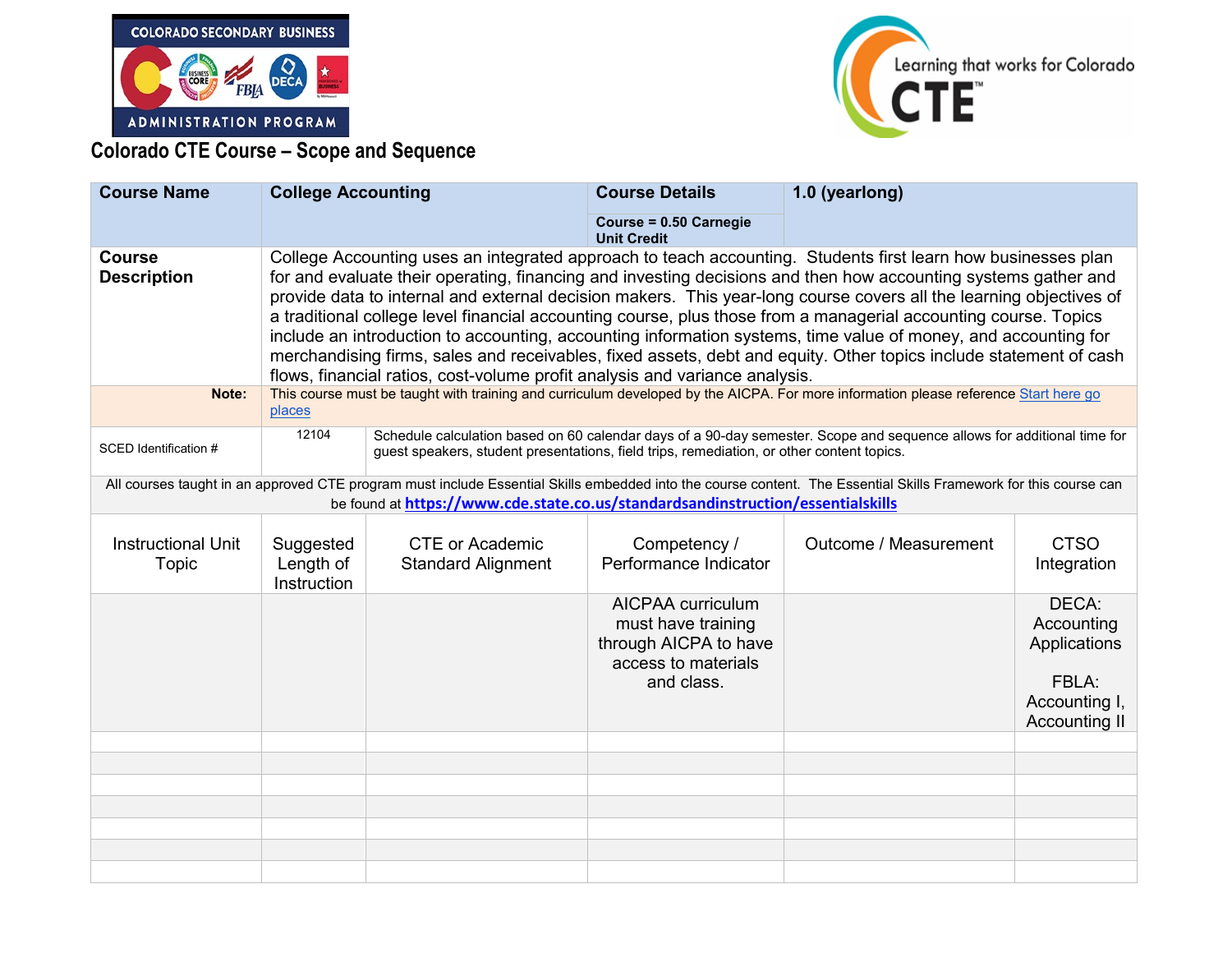COLORADO SECONDARY BUSINESS ADMINISTRATION PROGRAM

Learning that works for Colorado CTE™

## Colorado CTE Course – Scope and Sequence

| **Course Name** | **College Accounting** | **Course Details**<br>**Course = 0.50 Carnegie Unit Credit** | **1.0 (yearlong)** |
|---|---|---|---|
| **Course Description** | College Accounting uses an integrated approach to teach accounting. Students first learn how businesses plan for and evaluate their operating, financing and investing decisions and then how accounting systems gather and provide data to internal and external decision makers. This year-long course covers all the learning objectives of a traditional college level financial accounting course, plus those from a managerial accounting course. Topics include an introduction to accounting, accounting information systems, time value of money, and accounting for merchandising firms, sales and receivables, fixed assets, debt and equity. Other topics include statement of cash flows, financial ratios, cost-volume profit analysis and variance analysis. | | |
| **Note:** | This course must be taught with training and curriculum developed by the AICPA. For more information please reference [Start here go places](#) | | |
| SCED Identification # | 12104 | Schedule calculation based on 60 calendar days of a 90-day semester. Scope and sequence allows for additional time for guest speakers, student presentations, field trips, remediation, or other content topics. | |

All courses taught in an approved CTE program must include Essential Skills embedded into the course content. The Essential Skills Framework for this course can be found at **https://www.cde.state.co.us/standardsandinstruction/essentialskills**

| Instructional Unit Topic | Suggested Length of Instruction | CTE or Academic Standard Alignment | Competency / Performance Indicator | Outcome / Measurement | CTSO Integration |
|---|---|---|---|---|---|
| | | | AICPAA curriculum must have training through AICPA to have access to materials and class. | | DECA: Accounting Applications<br><br>FBLA: Accounting I, Accounting II |
| | | | | | |
| | | | | | |
| | | | | | |
| | | | | | |
| | | | | | |
| | | | | | |
| | | | | | |